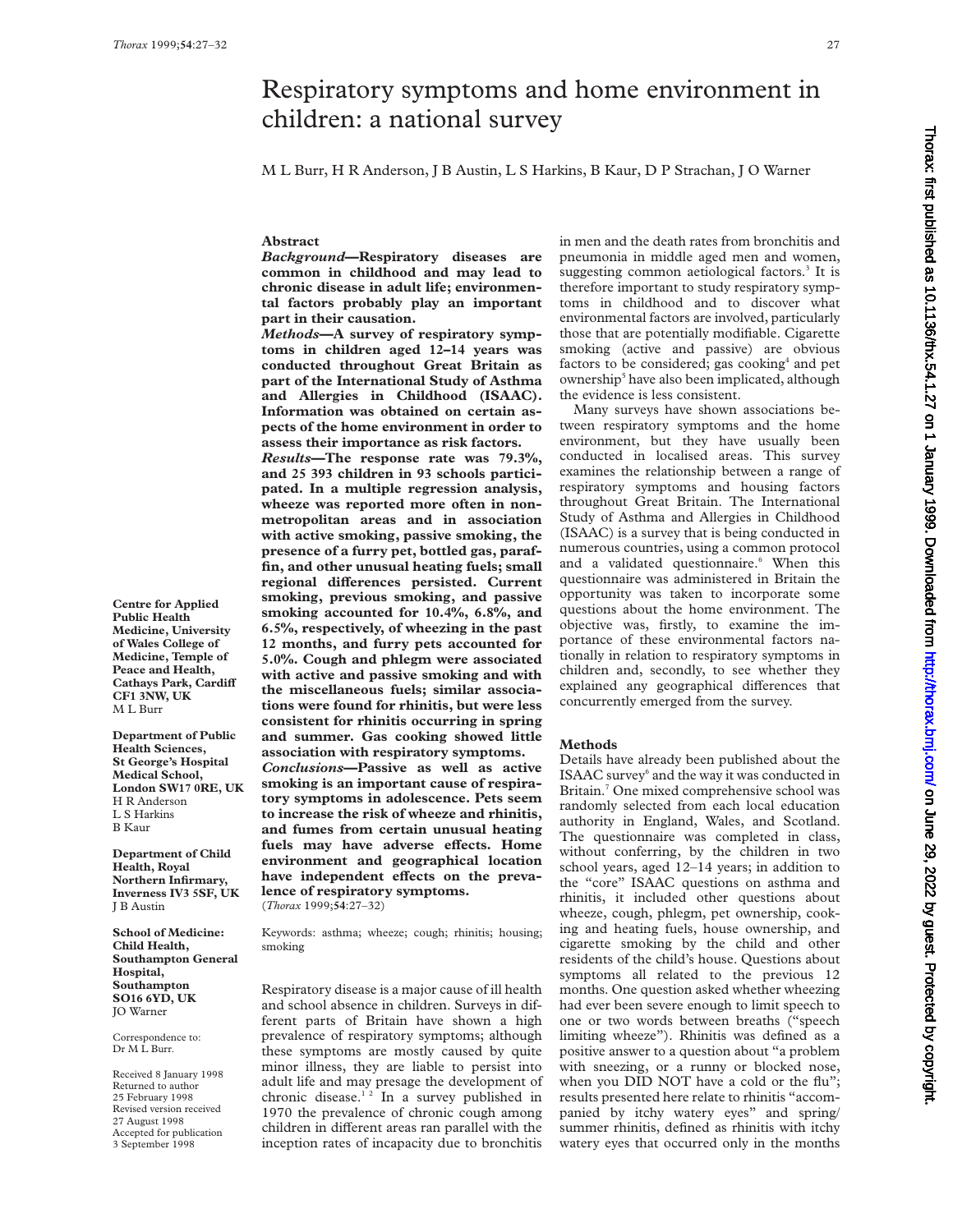# Respiratory symptoms and home environment in children: a national survey

M L Burr, H R Anderson, J B Austin, L S Harkins, B Kaur, D P Strachan, J O Warner

## Abstract

***Background*—Respiratory diseases are common in childhood and may lead to chronic disease in adult life; environmental factors probably play an important part in their causation.**

***Methods*—A survey of respiratory symptoms in children aged 12–14 years was conducted throughout Great Britain as part of the International Study of Asthma and Allergies in Childhood (ISAAC). Information was obtained on certain aspects of the home environment in order to assess their importance as risk factors.**

***Results*—The response rate was 79.3%, and 25 393 children in 93 schools participated. In a multiple regression analysis, wheeze was reported more often in non-metropolitan areas and in association with active smoking, passive smoking, the presence of a furry pet, bottled gas, paraffin, and other unusual heating fuels; small regional differences persisted. Current smoking, previous smoking, and passive smoking accounted for 10.4%, 6.8%, and 6.5%, respectively, of wheezing in the past 12 months, and furry pets accounted for 5.0%. Cough and phlegm were associated with active and passive smoking and with the miscellaneous fuels; similar associations were found for rhinitis, but were less consistent for rhinitis occurring in spring and summer. Gas cooking showed little association with respiratory symptoms.**

***Conclusions*—Passive as well as active smoking is an important cause of respiratory symptoms in adolescence. Pets seem to increase the risk of wheeze and rhinitis, and fumes from certain unusual heating fuels may have adverse effects. Home environment and geographical location have independent effects on the prevalence of respiratory symptoms.**

(*Thorax* 1999;**54**:27–32)

Keywords: asthma; wheeze; cough; rhinitis; housing; smoking

**Centre for Applied Public Health Medicine, University of Wales College of Medicine, Temple of Peace and Health, Cathays Park, Cardiff CF1 3NW, UK**
M L Burr

**Department of Public Health Sciences, St George's Hospital Medical School, London SW17 0RE, UK**
H R Anderson
L S Harkins
B Kaur

**Department of Child Health, Royal Northern Infirmary, Inverness IV3 5SF, UK**
J B Austin

**School of Medicine: Child Health, Southampton General Hospital, Southampton SO16 6YD, UK**
JO Warner

Correspondence to: Dr M L Burr.

Received 8 January 1998
Returned to author 25 February 1998
Revised version received 27 August 1998
Accepted for publication 3 September 1998

Respiratory disease is a major cause of ill health and school absence in children. Surveys in different parts of Britain have shown a high prevalence of respiratory symptoms; although these symptoms are mostly caused by quite minor illness, they are liable to persist into adult life and may presage the development of chronic disease.[1,2] In a survey published in 1970 the prevalence of chronic cough among children in different areas ran parallel with the inception rates of incapacity due to bronchitis in men and the death rates from bronchitis and pneumonia in middle aged men and women, suggesting common aetiological factors.[3] It is therefore important to study respiratory symptoms in childhood and to discover what environmental factors are involved, particularly those that are potentially modifiable. Cigarette smoking (active and passive) are obvious factors to be considered; gas cooking[4] and pet ownership[5] have also been implicated, although the evidence is less consistent.

Many surveys have shown associations between respiratory symptoms and the home environment, but they have usually been conducted in localised areas. This survey examines the relationship between a range of respiratory symptoms and housing factors throughout Great Britain. The International Study of Asthma and Allergies in Childhood (ISAAC) is a survey that is being conducted in numerous countries, using a common protocol and a validated questionnaire.[6] When this questionnaire was administered in Britain the opportunity was taken to incorporate some questions about the home environment. The objective was, firstly, to examine the importance of these environmental factors nationally in relation to respiratory symptoms in children and, secondly, to see whether they explained any geographical differences that concurrently emerged from the survey.

## Methods

Details have already been published about the ISAAC survey[6] and the way it was conducted in Britain.[7] One mixed comprehensive school was randomly selected from each local education authority in England, Wales, and Scotland. The questionnaire was completed in class, without conferring, by the children in two school years, aged 12–14 years; in addition to the "core" ISAAC questions on asthma and rhinitis, it included other questions about wheeze, cough, phlegm, pet ownership, cooking and heating fuels, house ownership, and cigarette smoking by the child and other residents of the child's house. Questions about symptoms all related to the previous 12 months. One question asked whether wheezing had ever been severe enough to limit speech to one or two words between breaths ("speech limiting wheeze"). Rhinitis was defined as a positive answer to a question about "a problem with sneezing, or a runny or blocked nose, when you DID NOT have a cold or the flu"; results presented here relate to rhinitis "accompanied by itchy watery eyes" and spring/summer rhinitis, defined as rhinitis with itchy watery eyes that occurred only in the months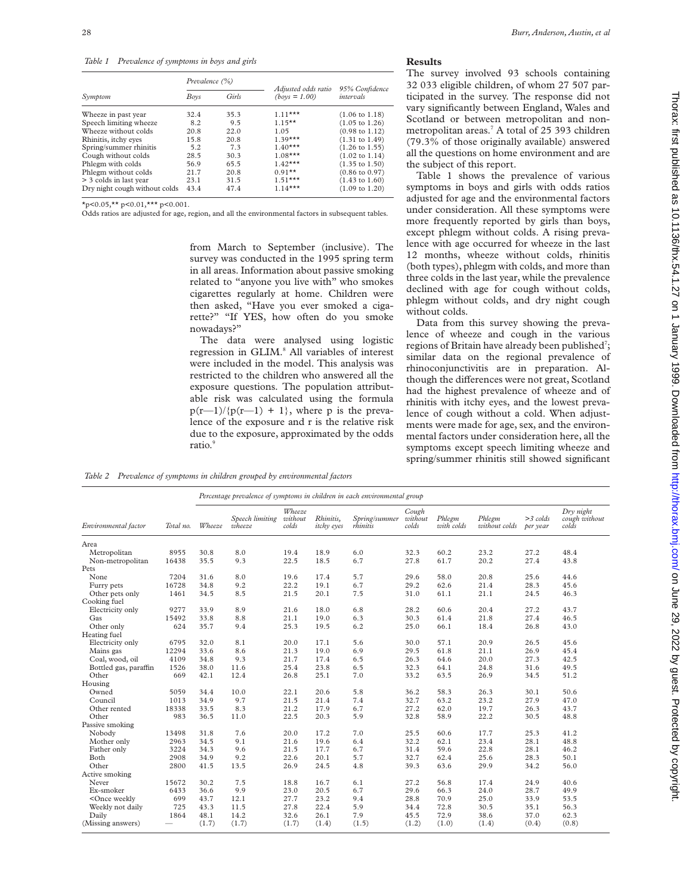*Table 1 Prevalence of symptoms in boys and girls*

| Symptom | Prevalence (%) Boys | Prevalence (%) Girls | Adjusted odds ratio (boys = 1.00) | 95% Confidence intervals |
|---|---|---|---|---|
| Wheeze in past year | 32.4 | 35.3 | 1.11*** | (1.06 to 1.18) |
| Speech limiting wheeze | 8.2 | 9.5 | 1.15** | (1.05 to 1.26) |
| Wheeze without colds | 20.8 | 22.0 | 1.05 | (0.98 to 1.12) |
| Rhinitis, itchy eyes | 15.8 | 20.8 | 1.39*** | (1.31 to 1.49) |
| Spring/summer rhinitis | 5.2 | 7.3 | 1.40*** | (1.26 to 1.55) |
| Cough without colds | 28.5 | 30.3 | 1.08*** | (1.02 to 1.14) |
| Phlegm with colds | 56.9 | 65.5 | 1.42*** | (1.35 to 1.50) |
| Phlegm without colds | 21.7 | 20.8 | 0.91** | (0.86 to 0.97) |
| > 3 colds in last year | 23.1 | 31.5 | 1.51*** | (1.43 to 1.60) |
| Dry night cough without colds | 43.4 | 47.4 | 1.14*** | (1.09 to 1.20) |

*$p<0.05$, ** $p<0.01$, *** $p<0.001$.

Odds ratios are adjusted for age, region, and all the environmental factors in subsequent tables.

from March to September (inclusive). The survey was conducted in the 1995 spring term in all areas. Information about passive smoking related to "anyone you live with" who smokes cigarettes regularly at home. Children were then asked, "Have you ever smoked a cigarette?" "If YES, how often do you smoke nowadays?"

The data were analysed using logistic regression in GLIM.[8] All variables of interest were included in the model. This analysis was restricted to the children who answered all the exposure questions. The population attributable risk was calculated using the formula $p(r-1)/\{p(r-1) + 1\}$, where p is the prevalence of the exposure and r is the relative risk due to the exposure, approximated by the odds ratio.[9]

## Results

The survey involved 93 schools containing 32 033 eligible children, of whom 27 507 participated in the survey. The response did not vary significantly between England, Wales and Scotland or between metropolitan and non-metropolitan areas.[7] A total of 25 393 children (79.3% of those originally available) answered all the questions on home environment and are the subject of this report.

Table 1 shows the prevalence of various symptoms in boys and girls with odds ratios adjusted for age and the environmental factors under consideration. All these symptoms were more frequently reported by girls than boys, except phlegm without colds. A rising prevalence with age occurred for wheeze in the last 12 months, wheeze without colds, rhinitis (both types), phlegm with colds, and more than three colds in the last year, while the prevalence declined with age for cough without colds, phlegm without colds, and dry night cough without colds.

Data from this survey showing the prevalence of wheeze and cough in the various regions of Britain have already been published[7]; similar data on the regional prevalence of rhinoconjunctivitis are in preparation. Although the differences were not great, Scotland had the highest prevalence of wheeze and of rhinitis with itchy eyes, and the lowest prevalence of cough without a cold. When adjustments were made for age, sex, and the environmental factors under consideration here, all the symptoms except speech limiting wheeze and spring/summer rhinitis still showed significant

*Table 2 Prevalence of symptoms in children grouped by environmental factors*

| Environmental factor | Total no. | Percentage prevalence of symptoms in children in each environmental group: Wheeze | Speech limiting wheeze | Wheeze without colds | Rhinitis, itchy eyes | Spring/summer rhinitis | Cough without colds | Phlegm with colds | Phlegm without colds | >3 colds per year | Dry night cough without colds |
|---|---|---|---|---|---|---|---|---|---|---|---|
| Area | | | | | | | | | | | |
| Metropolitan | 8955 | 30.8 | 8.0 | 19.4 | 18.9 | 6.0 | 32.3 | 60.2 | 23.2 | 27.2 | 48.4 |
| Non-metropolitan | 16438 | 35.5 | 9.3 | 22.5 | 18.5 | 6.7 | 27.8 | 61.7 | 20.2 | 27.4 | 43.8 |
| Pets | | | | | | | | | | | |
| None | 7204 | 31.6 | 8.0 | 19.6 | 17.4 | 5.7 | 29.6 | 58.0 | 20.8 | 25.6 | 44.6 |
| Furry pets | 16728 | 34.8 | 9.2 | 22.2 | 19.1 | 6.7 | 29.2 | 62.6 | 21.4 | 28.3 | 45.6 |
| Other pets only | 1461 | 34.5 | 8.5 | 21.5 | 20.1 | 7.5 | 31.0 | 61.1 | 21.1 | 24.5 | 46.3 |
| Cooking fuel | | | | | | | | | | | |
| Electricity only | 9277 | 33.9 | 8.9 | 21.6 | 18.0 | 6.8 | 28.2 | 60.6 | 20.4 | 27.2 | 43.7 |
| Gas | 15492 | 33.8 | 8.8 | 21.1 | 19.0 | 6.3 | 30.3 | 61.4 | 21.8 | 27.4 | 46.5 |
| Other only | 624 | 35.7 | 9.4 | 25.3 | 19.5 | 6.2 | 25.0 | 66.1 | 18.4 | 26.8 | 43.0 |
| Heating fuel | | | | | | | | | | | |
| Electricity only | 6795 | 32.0 | 8.1 | 20.0 | 17.1 | 5.6 | 30.0 | 57.1 | 20.9 | 26.5 | 45.6 |
| Mains gas | 12294 | 33.6 | 8.6 | 21.3 | 19.0 | 6.9 | 29.5 | 61.8 | 21.1 | 26.9 | 45.4 |
| Coal, wood, oil | 4109 | 34.8 | 9.3 | 21.7 | 17.4 | 6.5 | 26.3 | 64.6 | 20.0 | 27.3 | 42.5 |
| Bottled gas, paraffin | 1526 | 38.0 | 11.6 | 25.4 | 23.8 | 6.5 | 32.3 | 64.1 | 24.8 | 31.6 | 49.5 |
| Other | 669 | 42.1 | 12.4 | 26.8 | 25.1 | 7.0 | 33.2 | 63.5 | 26.9 | 34.5 | 51.2 |
| Housing | | | | | | | | | | | |
| Owned | 5059 | 34.4 | 10.0 | 22.1 | 20.6 | 5.8 | 36.2 | 58.3 | 26.3 | 30.1 | 50.6 |
| Council | 1013 | 34.9 | 9.7 | 21.5 | 21.4 | 7.4 | 32.7 | 63.2 | 23.2 | 27.9 | 47.0 |
| Other rented | 18338 | 33.5 | 8.3 | 21.2 | 17.9 | 6.7 | 27.2 | 62.0 | 19.7 | 26.3 | 43.7 |
| Other | 983 | 36.5 | 11.0 | 22.5 | 20.3 | 5.9 | 32.8 | 58.9 | 22.2 | 30.5 | 48.8 |
| Passive smoking | | | | | | | | | | | |
| Nobody | 13498 | 31.8 | 7.6 | 20.0 | 17.2 | 7.0 | 25.5 | 60.6 | 17.7 | 25.3 | 41.2 |
| Mother only | 2963 | 34.5 | 9.1 | 21.6 | 19.6 | 6.4 | 32.2 | 62.1 | 23.4 | 28.1 | 48.8 |
| Father only | 3224 | 34.3 | 9.6 | 21.5 | 17.7 | 6.7 | 31.4 | 59.6 | 22.8 | 28.1 | 46.2 |
| Both | 2908 | 34.9 | 9.2 | 22.6 | 20.1 | 5.7 | 32.7 | 62.4 | 25.6 | 28.3 | 50.1 |
| Other | 2800 | 41.5 | 13.5 | 26.9 | 24.5 | 4.8 | 39.3 | 63.6 | 29.9 | 34.2 | 56.0 |
| Active smoking | | | | | | | | | | | |
| Never | 15672 | 30.2 | 7.5 | 18.8 | 16.7 | 6.1 | 27.2 | 56.8 | 17.4 | 24.9 | 40.6 |
| Ex-smoker | 6433 | 36.6 | 9.9 | 23.0 | 20.5 | 6.7 | 29.6 | 66.3 | 24.0 | 28.7 | 49.9 |
| <Once weekly | 699 | 43.7 | 12.1 | 27.7 | 23.2 | 9.4 | 28.8 | 70.9 | 25.0 | 33.9 | 53.5 |
| Weekly not daily | 725 | 43.3 | 11.5 | 27.8 | 22.4 | 5.9 | 34.4 | 72.8 | 30.5 | 35.1 | 56.3 |
| Daily | 1864 | 48.1 | 14.2 | 32.6 | 26.1 | 7.9 | 45.5 | 72.9 | 38.6 | 37.0 | 62.3 |
| (Missing answers) | — | (1.7) | (1.7) | (1.7) | (1.4) | (1.5) | (1.2) | (1.0) | (1.4) | (0.4) | (0.8) |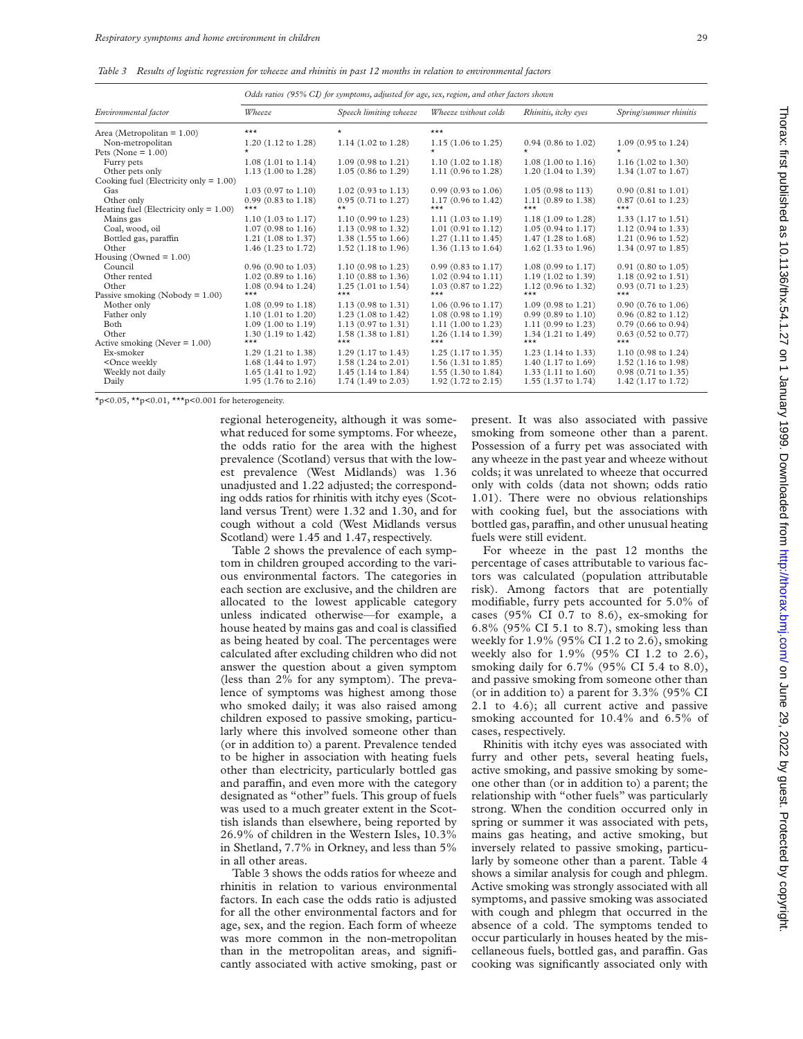*Table 3 Results of logistic regression for wheeze and rhinitis in past 12 months in relation to environmental factors*

| Environmental factor | Odds ratios (95% CI) for symptoms, adjusted for age, sex, region, and other factors shown | | | | |
|---|---|---|---|---|---|
| | Wheeze | Speech limiting wheeze | Wheeze without colds | Rhinitis, itchy eyes | Spring/summer rhinitis |
| Area (Metropolitan = 1.00) | *** | * | *** | | |
| Non-metropolitan | 1.20 (1.12 to 1.28) | 1.14 (1.02 to 1.28) | 1.15 (1.06 to 1.25) | 0.94 (0.86 to 1.02) | 1.09 (0.95 to 1.24) |
| Pets (None = 1.00) | * | | * | * | * |
| Furry pets | 1.08 (1.01 to 1.14) | 1.09 (0.98 to 1.21) | 1.10 (1.02 to 1.18) | 1.08 (1.00 to 1.16) | 1.16 (1.02 to 1.30) |
| Other pets only | 1.13 (1.00 to 1.28) | 1.05 (0.86 to 1.29) | 1.11 (0.96 to 1.28) | 1.20 (1.04 to 1.39) | 1.34 (1.07 to 1.67) |
| Cooking fuel (Electricity only = 1.00) | | | | | |
| Gas | 1.03 (0.97 to 1.10) | 1.02 (0.93 to 1.13) | 0.99 (0.93 to 1.06) | 1.05 (0.98 to 113) | 0.90 (0.81 to 1.01) |
| Other only | 0.99 (0.83 to 1.18) | 0.95 (0.71 to 1.27) | 1.17 (0.96 to 1.42) | 1.11 (0.89 to 1.38) | 0.87 (0.61 to 1.23) |
| Heating fuel (Electricity only = 1.00) | *** | ** | *** | *** | *** |
| Mains gas | 1.10 (1.03 to 1.17) | 1.10 (0.99 to 1.23) | 1.11 (1.03 to 1.19) | 1.18 (1.09 to 1.28) | 1.33 (1.17 to 1.51) |
| Coal, wood, oil | 1.07 (0.98 to 1.16) | 1.13 (0.98 to 1.32) | 1.01 (0.91 to 1.12) | 1.05 (0.94 to 1.17) | 1.12 (0.94 to 1.33) |
| Bottled gas, paraffin | 1.21 (1.08 to 1.37) | 1.38 (1.55 to 1.66) | 1.27 (1.11 to 1.45) | 1.47 (1.28 to 1.68) | 1.21 (0.96 to 1.52) |
| Other | 1.46 (1.23 to 1.72) | 1.52 (1.18 to 1.96) | 1.36 (1.13 to 1.64) | 1.62 (1.33 to 1.96) | 1.34 (0.97 to 1.85) |
| Housing (Owned = 1.00) | | | | | |
| Council | 0.96 (0.90 to 1.03) | 1.10 (0.98 to 1.23) | 0.99 (0.83 to 1.17) | 1.08 (0.99 to 1.17) | 0.91 (0.80 to 1.05) |
| Other rented | 1.02 (0.89 to 1.16) | 1.10 (0.88 to 1.36) | 1.02 (0.94 to 1.11) | 1.19 (1.02 to 1.39) | 1.18 (0.92 to 1.51) |
| Other | 1.08 (0.94 to 1.24) | 1.25 (1.01 to 1.54) | 1.03 (0.87 to 1.22) | 1.12 (0.96 to 1.32) | 0.93 (0.71 to 1.23) |
| Passive smoking (Nobody = 1.00) | *** | *** | *** | *** | *** |
| Mother only | 1.08 (0.99 to 1.18) | 1.13 (0.98 to 1.31) | 1.06 (0.96 to 1.17) | 1.09 (0.98 to 1.21) | 0.90 (0.76 to 1.06) |
| Father only | 1.10 (1.01 to 1.20) | 1.23 (1.08 to 1.42) | 1.08 (0.98 to 1.19) | 0.99 (0.89 to 1.10) | 0.96 (0.82 to 1.12) |
| Both | 1.09 (1.00 to 1.19) | 1.13 (0.97 to 1.31) | 1.11 (1.00 to 1.23) | 1.11 (0.99 to 1.23) | 0.79 (0.66 to 0.94) |
| Other | 1.30 (1.19 to 1.42) | 1.58 (1.38 to 1.81) | 1.26 (1.14 to 1.39) | 1.34 (1.21 to 1.49) | 0.63 (0.52 to 0.77) |
| Active smoking (Never = 1.00) | *** | *** | *** | *** | *** |
| Ex-smoker | 1.29 (1.21 to 1.38) | 1.29 (1.17 to 1.43) | 1.25 (1.17 to 1.35) | 1.23 (1.14 to 1.33) | 1.10 (0.98 to 1.24) |
| <Once weekly | 1.68 (1.44 to 1.97) | 1.58 (1.24 to 2.01) | 1.56 (1.31 to 1.85) | 1.40 (1.17 to 1.69) | 1.52 (1.16 to 1.98) |
| Weekly not daily | 1.65 (1.41 to 1.92) | 1.45 (1.14 to 1.84) | 1.55 (1.30 to 1.84) | 1.33 (1.11 to 1.60) | 0.98 (0.71 to 1.35) |
| Daily | 1.95 (1.76 to 2.16) | 1.74 (1.49 to 2.03) | 1.92 (1.72 to 2.15) | 1.55 (1.37 to 1.74) | 1.42 (1.17 to 1.72) |

*p<0.05, **p<0.01, ***p<0.001 for heterogeneity.

regional heterogeneity, although it was somewhat reduced for some symptoms. For wheeze, the odds ratio for the area with the highest prevalence (Scotland) versus that with the lowest prevalence (West Midlands) was 1.36 unadjusted and 1.22 adjusted; the corresponding odds ratios for rhinitis with itchy eyes (Scotland versus Trent) were 1.32 and 1.30, and for cough without a cold (West Midlands versus Scotland) were 1.45 and 1.47, respectively.

Table 2 shows the prevalence of each symptom in children grouped according to the various environmental factors. The categories in each section are exclusive, and the children are allocated to the lowest applicable category unless indicated otherwise—for example, a house heated by mains gas and coal is classified as being heated by coal. The percentages were calculated after excluding children who did not answer the question about a given symptom (less than 2% for any symptom). The prevalence of symptoms was highest among those who smoked daily; it was also raised among children exposed to passive smoking, particularly where this involved someone other than (or in addition to) a parent. Prevalence tended to be higher in association with heating fuels other than electricity, particularly bottled gas and paraffin, and even more with the category designated as "other" fuels. This group of fuels was used to a much greater extent in the Scottish islands than elsewhere, being reported by 26.9% of children in the Western Isles, 10.3% in Shetland, 7.7% in Orkney, and less than 5% in all other areas.

Table 3 shows the odds ratios for wheeze and rhinitis in relation to various environmental factors. In each case the odds ratio is adjusted for all the other environmental factors and for age, sex, and the region. Each form of wheeze was more common in the non-metropolitan than in the metropolitan areas, and significantly associated with active smoking, past or present. It was also associated with passive smoking from someone other than a parent. Possession of a furry pet was associated with any wheeze in the past year and wheeze without colds; it was unrelated to wheeze that occurred only with colds (data not shown; odds ratio 1.01). There were no obvious relationships with cooking fuel, but the associations with bottled gas, paraffin, and other unusual heating fuels were still evident.

For wheeze in the past 12 months the percentage of cases attributable to various factors was calculated (population attributable risk). Among factors that are potentially modifiable, furry pets accounted for 5.0% of cases (95% CI 0.7 to 8.6), ex-smoking for 6.8% (95% CI 5.1 to 8.7), smoking less than weekly for 1.9% (95% CI 1.2 to 2.6), smoking weekly also for 1.9% (95% CI 1.2 to 2.6), smoking daily for 6.7% (95% CI 5.4 to 8.0), and passive smoking from someone other than (or in addition to) a parent for 3.3% (95% CI 2.1 to 4.6); all current active and passive smoking accounted for 10.4% and 6.5% of cases, respectively.

Rhinitis with itchy eyes was associated with furry and other pets, several heating fuels, active smoking, and passive smoking by someone other than (or in addition to) a parent; the relationship with "other fuels" was particularly strong. When the condition occurred only in spring or summer it was associated with pets, mains gas heating, and active smoking, but inversely related to passive smoking, particularly by someone other than a parent. Table 4 shows a similar analysis for cough and phlegm. Active smoking was strongly associated with all symptoms, and passive smoking was associated with cough and phlegm that occurred in the absence of a cold. The symptoms tended to occur particularly in houses heated by the miscellaneous fuels, bottled gas, and paraffin. Gas cooking was significantly associated only with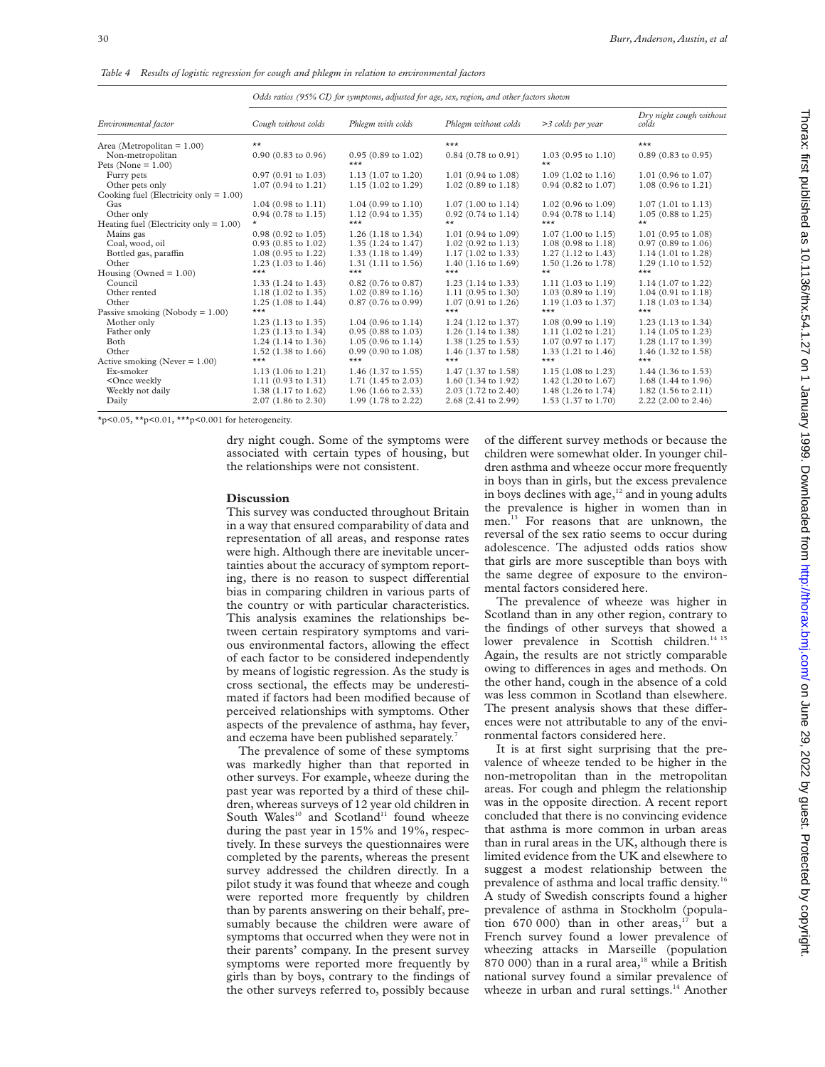*Table 4 Results of logistic regression for cough and phlegm in relation to environmental factors*

| Environmental factor | Odds ratios (95% CI) for symptoms, adjusted for age, sex, region, and other factors shown | | | | |
|---|---|---|---|---|---|
| | Cough without colds | Phlegm with colds | Phlegm without colds | >3 colds per year | Dry night cough without colds |
| Area (Metropolitan = 1.00) | ** | | *** | | *** |
| Non-metropolitan | 0.90 (0.83 to 0.96) | 0.95 (0.89 to 1.02) | 0.84 (0.78 to 0.91) | 1.03 (0.95 to 1.10) | 0.89 (0.83 to 0.95) |
| Pets (None = 1.00) | | *** | | ** | |
| Furry pets | 0.97 (0.91 to 1.03) | 1.13 (1.07 to 1.20) | 1.01 (0.94 to 1.08) | 1.09 (1.02 to 1.16) | 1.01 (0.96 to 1.07) |
| Other pets only | 1.07 (0.94 to 1.21) | 1.15 (1.02 to 1.29) | 1.02 (0.89 to 1.18) | 0.94 (0.82 to 1.07) | 1.08 (0.96 to 1.21) |
| Cooking fuel (Electricity only = 1.00) | | | | | |
| Gas | 1.04 (0.98 to 1.11) | 1.04 (0.99 to 1.10) | 1.07 (1.00 to 1.14) | 1.02 (0.96 to 1.09) | 1.07 (1.01 to 1.13) |
| Other only | 0.94 (0.78 to 1.15) | 1.12 (0.94 to 1.35) | 0.92 (0.74 to 1.14) | 0.94 (0.78 to 1.14) | 1.05 (0.88 to 1.25) |
| Heating fuel (Electricity only = 1.00) | * | *** | ** | *** | ** |
| Mains gas | 0.98 (0.92 to 1.05) | 1.26 (1.18 to 1.34) | 1.01 (0.94 to 1.09) | 1.07 (1.00 to 1.15) | 1.01 (0.95 to 1.08) |
| Coal, wood, oil | 0.93 (0.85 to 1.02) | 1.35 (1.24 to 1.47) | 1.02 (0.92 to 1.13) | 1.08 (0.98 to 1.18) | 0.97 (0.89 to 1.06) |
| Bottled gas, paraffin | 1.08 (0.95 to 1.22) | 1.33 (1.18 to 1.49) | 1.17 (1.02 to 1.33) | 1.27 (1.12 to 1.43) | 1.14 (1.01 to 1.28) |
| Other | 1.23 (1.03 to 1.46) | 1.31 (1.11 to 1.56) | 1.40 (1.16 to 1.69) | 1.50 (1.26 to 1.78) | 1.29 (1.10 to 1.52) |
| Housing (Owned = 1.00) | *** | *** | *** | ** | *** |
| Council | 1.33 (1.24 to 1.43) | 0.82 (0.76 to 0.87) | 1.23 (1.14 to 1.33) | 1.11 (1.03 to 1.19) | 1.14 (1.07 to 1.22) |
| Other rented | 1.18 (1.02 to 1.35) | 1.02 (0.89 to 1.16) | 1.11 (0.95 to 1.30) | 1.03 (0.89 to 1.19) | 1.04 (0.91 to 1.18) |
| Other | 1.25 (1.08 to 1.44) | 0.87 (0.76 to 0.99) | 1.07 (0.91 to 1.26) | 1.19 (1.03 to 1.37) | 1.18 (1.03 to 1.34) |
| Passive smoking (Nobody = 1.00) | *** | | *** | *** | *** |
| Mother only | 1.23 (1.13 to 1.35) | 1.04 (0.96 to 1.14) | 1.24 (1.12 to 1.37) | 1.08 (0.99 to 1.19) | 1.23 (1.13 to 1.34) |
| Father only | 1.23 (1.13 to 1.34) | 0.95 (0.88 to 1.03) | 1.26 (1.14 to 1.38) | 1.11 (1.02 to 1.21) | 1.14 (1.05 to 1.23) |
| Both | 1.24 (1.14 to 1.36) | 1.05 (0.96 to 1.14) | 1.38 (1.25 to 1.53) | 1.07 (0.97 to 1.17) | 1.28 (1.17 to 1.39) |
| Other | 1.52 (1.38 to 1.66) | 0.99 (0.90 to 1.08) | 1.46 (1.37 to 1.58) | 1.33 (1.21 to 1.46) | 1.46 (1.32 to 1.58) |
| Active smoking (Never = 1.00) | *** | *** | *** | *** | *** |
| Ex-smoker | 1.13 (1.06 to 1.21) | 1.46 (1.37 to 1.55) | 1.47 (1.37 to 1.58) | 1.15 (1.08 to 1.23) | 1.44 (1.36 to 1.53) |
| <Once weekly | 1.11 (0.93 to 1.31) | 1.71 (1.45 to 2.03) | 1.60 (1.34 to 1.92) | 1.42 (1.20 to 1.67) | 1.68 (1.44 to 1.96) |
| Weekly not daily | 1.38 (1.17 to 1.62) | 1.96 (1.66 to 2.33) | 2.03 (1.72 to 2.40) | 1.48 (1.26 to 1.74) | 1.82 (1.56 to 2.11) |
| Daily | 2.07 (1.86 to 2.30) | 1.99 (1.78 to 2.22) | 2.68 (2.41 to 2.99) | 1.53 (1.37 to 1.70) | 2.22 (2.00 to 2.46) |

*$p<0.05$, **$p<0.01$, ***$p<0.001$ for heterogeneity.

dry night cough. Some of the symptoms were associated with certain types of housing, but the relationships were not consistent.

## Discussion

This survey was conducted throughout Britain in a way that ensured comparability of data and representation of all areas, and response rates were high. Although there are inevitable uncertainties about the accuracy of symptom reporting, there is no reason to suspect differential bias in comparing children in various parts of the country or with particular characteristics. This analysis examines the relationships between certain respiratory symptoms and various environmental factors, allowing the effect of each factor to be considered independently by means of logistic regression. As the study is cross sectional, the effects may be underestimated if factors had been modified because of perceived relationships with symptoms. Other aspects of the prevalence of asthma, hay fever, and eczema have been published separately.[7]

The prevalence of some of these symptoms was markedly higher than that reported in other surveys. For example, wheeze during the past year was reported by a third of these children, whereas surveys of 12 year old children in South Wales[10] and Scotland[11] found wheeze during the past year in 15% and 19%, respectively. In these surveys the questionnaires were completed by the parents, whereas the present survey addressed the children directly. In a pilot study it was found that wheeze and cough were reported more frequently by children than by parents answering on their behalf, presumably because the children were aware of symptoms that occurred when they were not in their parents' company. In the present survey symptoms were reported more frequently by girls than by boys, contrary to the findings of the other surveys referred to, possibly because of the different survey methods or because the children were somewhat older. In younger children asthma and wheeze occur more frequently in boys than in girls, but the excess prevalence in boys declines with age,[12] and in young adults the prevalence is higher in women than in men.[13] For reasons that are unknown, the reversal of the sex ratio seems to occur during adolescence. The adjusted odds ratios show that girls are more susceptible than boys with the same degree of exposure to the environmental factors considered here.

The prevalence of wheeze was higher in Scotland than in any other region, contrary to the findings of other surveys that showed a lower prevalence in Scottish children.[14 15] Again, the results are not strictly comparable owing to differences in ages and methods. On the other hand, cough in the absence of a cold was less common in Scotland than elsewhere. The present analysis shows that these differences were not attributable to any of the environmental factors considered here.

It is at first sight surprising that the prevalence of wheeze tended to be higher in the non-metropolitan than in the metropolitan areas. For cough and phlegm the relationship was in the opposite direction. A recent report concluded that there is no convincing evidence that asthma is more common in urban areas than in rural areas in the UK, although there is limited evidence from the UK and elsewhere to suggest a modest relationship between the prevalence of asthma and local traffic density.[16] A study of Swedish conscripts found a higher prevalence of asthma in Stockholm (population 670 000) than in other areas,[17] but a French survey found a lower prevalence of wheezing attacks in Marseille (population 870 000) than in a rural area,[18] while a British national survey found a similar prevalence of wheeze in urban and rural settings.[14] Another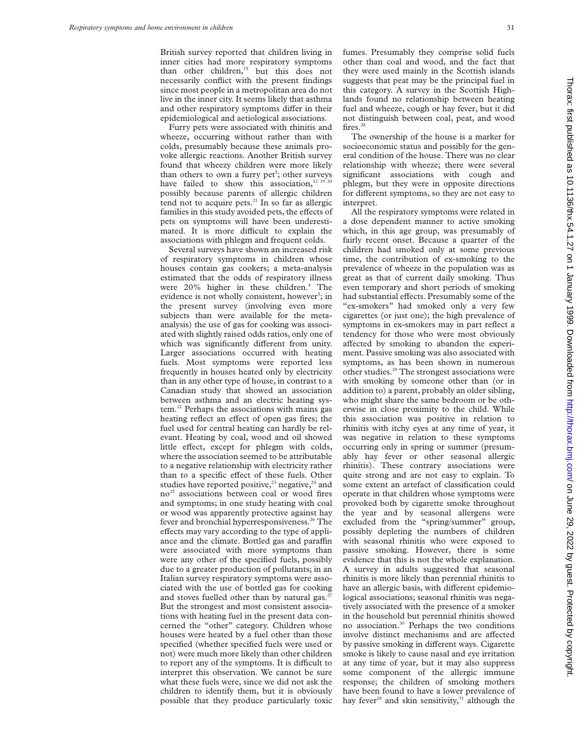British survey reported that children living in inner cities had more respiratory symptoms than other children,[15] but this does not necessarily conflict with the present findings since most people in a metropolitan area do not live in the inner city. It seems likely that asthma and other respiratory symptoms differ in their epidemiological and aetiological associations.

Furry pets were associated with rhinitis and wheeze, occurring without rather than with colds, presumably because these animals provoke allergic reactions. Another British survey found that wheezy children were more likely than others to own a furry pet[5]; other surveys have failed to show this association,[12 19 20] possibly because parents of allergic children tend not to acquire pets.[21] In so far as allergic families in this study avoided pets, the effects of pets on symptoms will have been underestimated. It is more difficult to explain the associations with phlegm and frequent colds.

Several surveys have shown an increased risk of respiratory symptoms in children whose houses contain gas cookers; a meta-analysis estimated that the odds of respiratory illness were 20% higher in these children.[4] The evidence is not wholly consistent, however[5]; in the present survey (involving even more subjects than were available for the meta-analysis) the use of gas for cooking was associated with slightly raised odds ratios, only one of which was significantly different from unity. Larger associations occurred with heating fuels. Most symptoms were reported less frequently in houses heated only by electricity than in any other type of house, in contrast to a Canadian study that showed an association between asthma and an electric heating system.[22] Perhaps the associations with mains gas heating reflect an effect of open gas fires; the fuel used for central heating can hardly be relevant. Heating by coal, wood and oil showed little effect, except for phlegm with colds, where the association seemed to be attributable to a negative relationship with electricity rather than to a specific effect of these fuels. Other studies have reported positive,[23] negative,[24] and no[25] associations between coal or wood fires and symptoms; in one study heating with coal or wood was apparently protective against hay fever and bronchial hyperresponsiveness.[26] The effects may vary according to the type of appliance and the climate. Bottled gas and paraffin were associated with more symptoms than were any other of the specified fuels, possibly due to a greater production of pollutants; in an Italian survey respiratory symptoms were associated with the use of bottled gas for cooking and stoves fuelled other than by natural gas.[27] But the strongest and most consistent associations with heating fuel in the present data concerned the "other" category. Children whose houses were heated by a fuel other than those specified (whether specified fuels were used or not) were much more likely than other children to report any of the symptoms. It is difficult to interpret this observation. We cannot be sure what these fuels were, since we did not ask the children to identify them, but it is obviously possible that they produce particularly toxic fumes. Presumably they comprise solid fuels other than coal and wood, and the fact that they were used mainly in the Scottish islands suggests that peat may be the principal fuel in this category. A survey in the Scottish Highlands found no relationship between heating fuel and wheeze, cough or hay fever, but it did not distinguish between coal, peat, and wood fires.[28]

The ownership of the house is a marker for socioeconomic status and possibly for the general condition of the house. There was no clear relationship with wheeze; there were several significant associations with cough and phlegm, but they were in opposite directions for different symptoms, so they are not easy to interpret.

All the respiratory symptoms were related in a dose dependent manner to active smoking which, in this age group, was presumably of fairly recent onset. Because a quarter of the children had smoked only at some previous time, the contribution of ex-smoking to the prevalence of wheeze in the population was as great as that of current daily smoking. Thus even temporary and short periods of smoking had substantial effects. Presumably some of the "ex-smokers" had smoked only a very few cigarettes (or just one); the high prevalence of symptoms in ex-smokers may in part reflect a tendency for those who were most obviously affected by smoking to abandon the experiment. Passive smoking was also associated with symptoms, as has been shown in numerous other studies.[29] The strongest associations were with smoking by someone other than (or in addition to) a parent, probably an older sibling, who might share the same bedroom or be otherwise in close proximity to the child. While this association was positive in relation to rhinitis with itchy eyes at any time of year, it was negative in relation to these symptoms occurring only in spring or summer (presumably hay fever or other seasonal allergic rhinitis). These contrary associations were quite strong and are not easy to explain. To some extent an artefact of classification could operate in that children whose symptoms were provoked both by cigarette smoke throughout the year and by seasonal allergens were excluded from the "spring/summer" group, possibly depleting the numbers of children with seasonal rhinitis who were exposed to passive smoking. However, there is some evidence that this is not the whole explanation. A survey in adults suggested that seasonal rhinitis is more likely than perennial rhinitis to have an allergic basis, with different epidemiological associations; seasonal rhinitis was negatively associated with the presence of a smoker in the household but perennial rhinitis showed no association.[30] Perhaps the two conditions involve distinct mechanisms and are affected by passive smoking in different ways. Cigarette smoke is likely to cause nasal and eye irritation at any time of year, but it may also suppress some component of the allergic immune response; the children of smoking mothers have been found to have a lower prevalence of hay fever[28] and skin sensitivity,[31] although the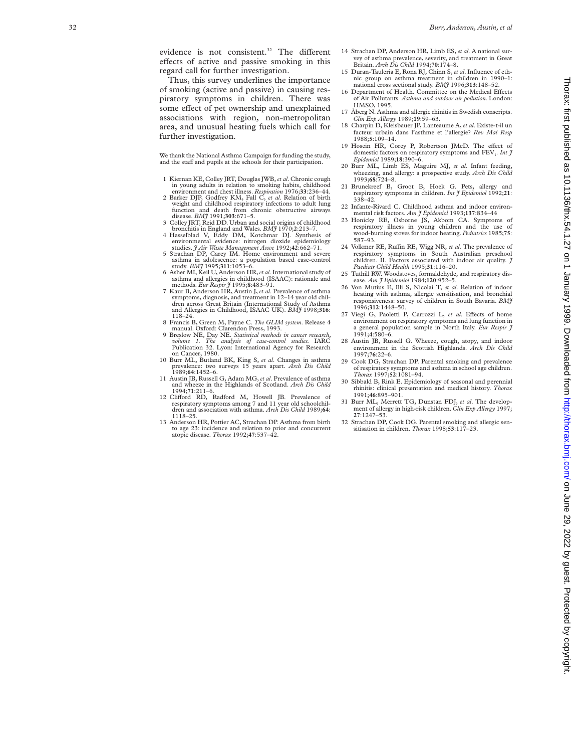evidence is not consistent.[32] The different effects of active and passive smoking in this regard call for further investigation.

Thus, this survey underlines the importance of smoking (active and passive) in causing respiratory symptoms in children. There was some effect of pet ownership and unexplained associations with region, non-metropolitan area, and unusual heating fuels which call for further investigation.

We thank the National Asthma Campaign for funding the study, and the staff and pupils at the schools for their participation.

1. Kiernan KE, Colley JRT, Douglas JWB, *et al*. Chronic cough in young adults in relation to smoking habits, childhood environment and chest illness. *Respiration* 1976;**33**:236–44.
2. Barker DJP, Godfrey KM, Fall C, *et al*. Relation of birth weight and childhood respiratory infections to adult lung function and death from chronic obstructive airways disease. *BMJ* 1991;**303**:671–5.
3. Colley JRT, Reid DD. Urban and social origins of childhood bronchitis in England and Wales. *BMJ* 1970;**2**:213–7.
4. Hasselblad V, Eddy DM, Kotchmar DJ. Synthesis of environmental evidence: nitrogen dioxide epidemiology studies. *J Air Waste Management Assoc* 1992;**42**:662–71.
5. Strachan DP, Carey IM. Home environment and severe asthma in adolescence: a population based case-control study. *BMJ* 1995;**311**:1053–6.
6. Asher MI, Keil U, Anderson HR, *et al*. International study of asthma and allergies in childhood (ISAAC): rationale and methods. *Eur Respir J* 1995;**8**:483–91.
7. Kaur B, Anderson HR, Austin J, *et al*. Prevalence of asthma symptoms, diagnosis, and treatment in 12–14 year old children across Great Britain (International Study of Asthma and Allergies in Childhood, ISAAC UK). *BMJ* 1998;**316**: 118–24.
8. Francis B, Green M, Payne C. *The GLIM system*. Release 4 manual. Oxford: Clarendon Press, 1993.
9. Breslow NE, Day NE. *Statistical methods in cancer research, volume 1. The analysis of case-control studies.* IARC Publication 32. Lyon: International Agency for Research on Cancer, 1980.
10. Burr ML, Butland BK, King S, *et al*. Changes in asthma prevalence: two surveys 15 years apart. *Arch Dis Child* 1989;**64**:1452–6.
11. Austin JB, Russell G, Adam MG, *et al*. Prevalence of asthma and wheeze in the Highlands of Scotland. *Arch Dis Child* 1994;**71**:211–6.
12. Clifford RD, Radford M, Howell JB. Prevalence of respiratory symptoms among 7 and 11 year old schoolchildren and association with asthma. *Arch Dis Child* 1989;**64**: 1118–25.
13. Anderson HR, Pottier AC, Strachan DP. Asthma from birth to age 23: incidence and relation to prior and concurrent atopic disease. *Thorax* 1992;**47**:537–42.
14. Strachan DP, Anderson HR, Limb ES, *et al*. A national survey of asthma prevalence, severity, and treatment in Great Britain. *Arch Dis Child* 1994;**70**:174–8.
15. Duran-Tauleria E, Rona RJ, Chinn S, *et al*. Influence of ethnic group on asthma treatment in children in 1990–1: national cross sectional study. *BMJ* 1996;**313**:148–52.
16. Department of Health. Committee on the Medical Effects of Air Pollutants. *Asthma and outdoor air pollution*. London: HMSO, 1995.
17. Åberg N. Asthma and allergic rhinitis in Swedish conscripts. *Clin Exp Allergy* 1989;**19**:59–63.
18. Charpin D, Kleisbauer JP, Lanteaume A, *et al*. Existe-t-il un facteur urbain dans l'asthme et l'allergie? *Rev Mal Resp* 1988;**5**:109–14.
19. Hosein HR, Corey P, Robertson JMcD. The effect of domestic factors on respiratory symptoms and $FEV_1$. *Int J Epidemiol* 1989;**18**:390–6.
20. Burr ML, Limb ES, Maguire MJ, *et al*. Infant feeding, wheezing, and allergy: a prospective study. *Arch Dis Child* 1993;**68**:724–8.
21. Brunekreef B, Groot B, Hoek G. Pets, allergy and respiratory symptoms in children. *Int J Epidemiol* 1992;**21**: 338–42.
22. Infante-Rivard C. Childhood asthma and indoor environmental risk factors. *Am J Epidemiol* 1993;**137**:834–44
23. Honicky RE, Osborne JS, Akbom CA. Symptoms of respiratory illness in young children and the use of wood-burning stoves for indoor heating. *Pediatrics* 1985;**75**: 587–93.
24. Volkmer RE, Ruffin RE, Wigg NR, *et al*. The prevalence of respiratory symptoms in South Australian preschool children. II. Factors associated with indoor air quality. *J Paediatr Child Health* 1995;**31**:116–20.
25. Tuthill RW. Woodstoves, formaldehyde, and respiratory disease. *Am J Epidemiol* 1984;**120**:952–5.
26. Von Mutius E, Illi S, Nicolai T, *et al*. Relation of indoor heating with asthma, allergic sensitisation, and bronchial responsiveness: survey of children in South Bavaria. *BMJ* 1996;**312**:1448–50.
27. Viegi G, Paoletti P, Carrozzi L, *et al*. Effects of home environment on respiratory symptoms and lung function in a general population sample in North Italy. *Eur Respir J* 1991;**4**:580–6.
28. Austin JB, Russell G. Wheeze, cough, atopy, and indoor environment in the Scottish Highlands. *Arch Dis Child* 1997;**76**:22–6.
29. Cook DG, Strachan DP. Parental smoking and prevalence of respiratory symptoms and asthma in school age children. *Thorax* 1997;**52**:1081–94.
30. Sibbald B, Rink E. Epidemiology of seasonal and perennial rhinitis: clinical presentation and medical history. *Thorax* 1991;**46**:895–901.
31. Burr ML, Merrett TG, Dunstan FDJ, *et al*. The development of allergy in high-risk children. *Clin Exp Allergy* 1997; **27**:1247–53.
32. Strachan DP, Cook DG. Parental smoking and allergic sensitisation in children. *Thorax* 1998;**53**:117–23.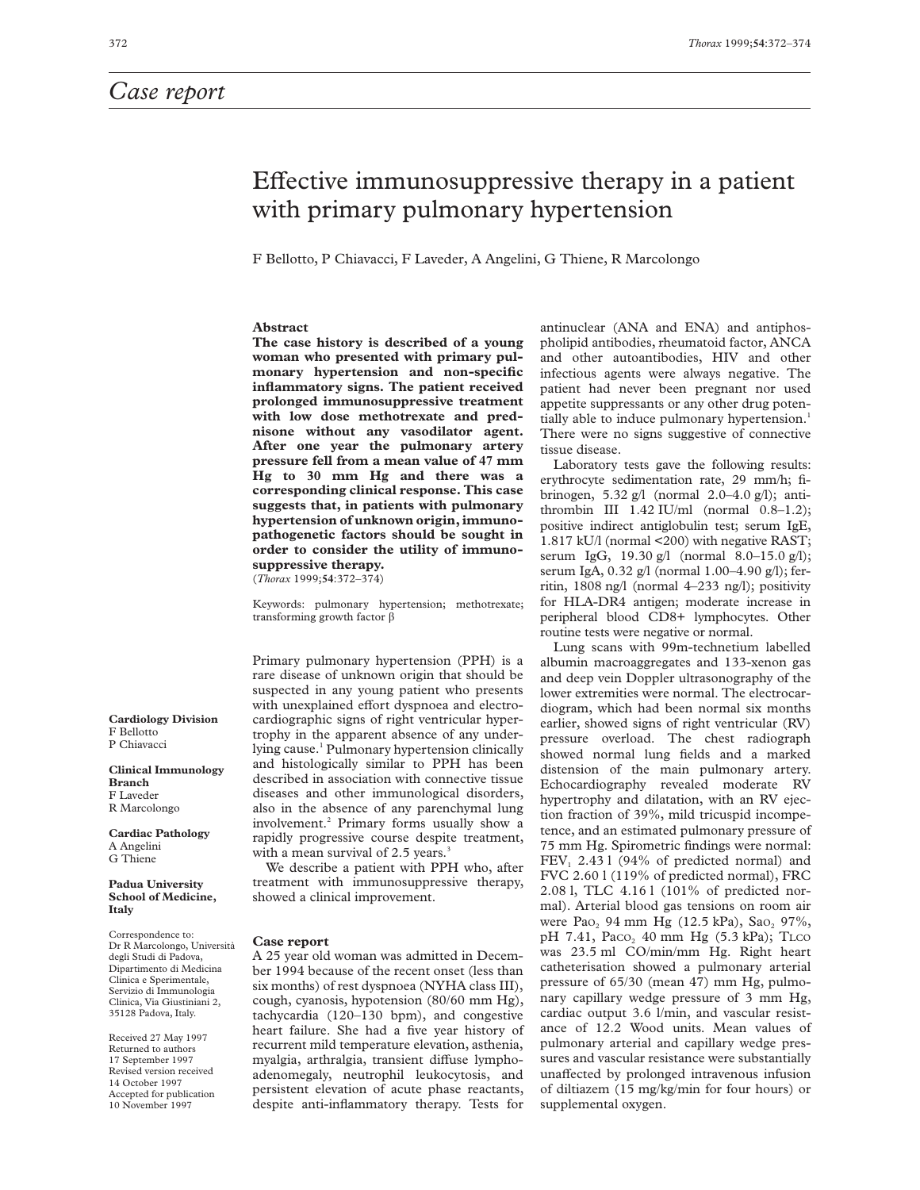# Case report

# Effective immunosuppressive therapy in a patient with primary pulmonary hypertension

F Bellotto, P Chiavacci, F Laveder, A Angelini, G Thiene, R Marcolongo

## Abstract

**The case history is described of a young woman who presented with primary pulmonary hypertension and non-specific inflammatory signs. The patient received prolonged immunosuppressive treatment with low dose methotrexate and prednisone without any vasodilator agent. After one year the pulmonary artery pressure fell from a mean value of 47 mm Hg to 30 mm Hg and there was a corresponding clinical response. This case suggests that, in patients with pulmonary hypertension of unknown origin, immunopathogenetic factors should be sought in order to consider the utility of immunosuppressive therapy.**

(*Thorax* 1999;**54**:372–374)

Keywords: pulmonary hypertension; methotrexate; transforming growth factor β

**Cardiology Division**
F Bellotto
P Chiavacci

**Clinical Immunology Branch**
F Laveder
R Marcolongo

**Cardiac Pathology**
A Angelini
G Thiene

**Padua University School of Medicine, Italy**

Correspondence to: Dr R Marcolongo, Università degli Studi di Padova, Dipartimento di Medicina Clinica e Sperimentale, Servizio di Immunologia Clinica, Via Giustiniani 2, 35128 Padova, Italy.

Received 27 May 1997
Returned to authors 17 September 1997
Revised version received 14 October 1997
Accepted for publication 10 November 1997

Primary pulmonary hypertension (PPH) is a rare disease of unknown origin that should be suspected in any young patient who presents with unexplained effort dyspnoea and electrocardiographic signs of right ventricular hypertrophy in the apparent absence of any underlying cause.[1] Pulmonary hypertension clinically and histologically similar to PPH has been described in association with connective tissue diseases and other immunological disorders, also in the absence of any parenchymal lung involvement.[2] Primary forms usually show a rapidly progressive course despite treatment, with a mean survival of 2.5 years.[3]

We describe a patient with PPH who, after treatment with immunosuppressive therapy, showed a clinical improvement.

## Case report

A 25 year old woman was admitted in December 1994 because of the recent onset (less than six months) of rest dyspnoea (NYHA class III), cough, cyanosis, hypotension (80/60 mm Hg), tachycardia (120–130 bpm), and congestive heart failure. She had a five year history of recurrent mild temperature elevation, asthenia, myalgia, arthralgia, transient diffuse lymphoadenomegaly, neutrophil leukocytosis, and persistent elevation of acute phase reactants, despite anti-inflammatory therapy. Tests for antinuclear (ANA and ENA) and antiphospholipid antibodies, rheumatoid factor, ANCA and other autoantibodies, HIV and other infectious agents were always negative. The patient had never been pregnant nor used appetite suppressants or any other drug potentially able to induce pulmonary hypertension.[1] There were no signs suggestive of connective tissue disease.

Laboratory tests gave the following results: erythrocyte sedimentation rate, 29 mm/h; fibrinogen, 5.32 g/l (normal 2.0–4.0 g/l); antithrombin III 1.42 IU/ml (normal 0.8–1.2); positive indirect antiglobulin test; serum IgE, 1.817 kU/l (normal <200) with negative RAST; serum IgG, 19.30 g/l (normal 8.0–15.0 g/l); serum IgA, 0.32 g/l (normal 1.00–4.90 g/l); ferritin, 1808 ng/l (normal 4–233 ng/l); positivity for HLA-DR4 antigen; moderate increase in peripheral blood CD8+ lymphocytes. Other routine tests were negative or normal.

Lung scans with 99m-technetium labelled albumin macroaggregates and 133-xenon gas and deep vein Doppler ultrasonography of the lower extremities were normal. The electrocardiogram, which had been normal six months earlier, showed signs of right ventricular (RV) pressure overload. The chest radiograph showed normal lung fields and a marked distension of the main pulmonary artery. Echocardiography revealed moderate RV hypertrophy and dilatation, with an RV ejection fraction of 39%, mild tricuspid incompetence, and an estimated pulmonary pressure of 75 mm Hg. Spirometric findings were normal: $FEV_1$ 2.43 l (94% of predicted normal) and FVC 2.60 l (119% of predicted normal), FRC 2.08 l, TLC 4.16 l (101% of predicted normal). Arterial blood gas tensions on room air were $PaO_2$ 94 mm Hg (12.5 kPa), $SaO_2$ 97%, pH 7.41, $PaCO_2$ 40 mm Hg (5.3 kPa); TLCO was 23.5 ml CO/min/mm Hg. Right heart catheterisation showed a pulmonary arterial pressure of 65/30 (mean 47) mm Hg, pulmonary capillary wedge pressure of 3 mm Hg, cardiac output 3.6 l/min, and vascular resistance of 12.2 Wood units. Mean values of pulmonary arterial and capillary wedge pressures and vascular resistance were substantially unaffected by prolonged intravenous infusion of diltiazem (15 mg/kg/min for four hours) or supplemental oxygen.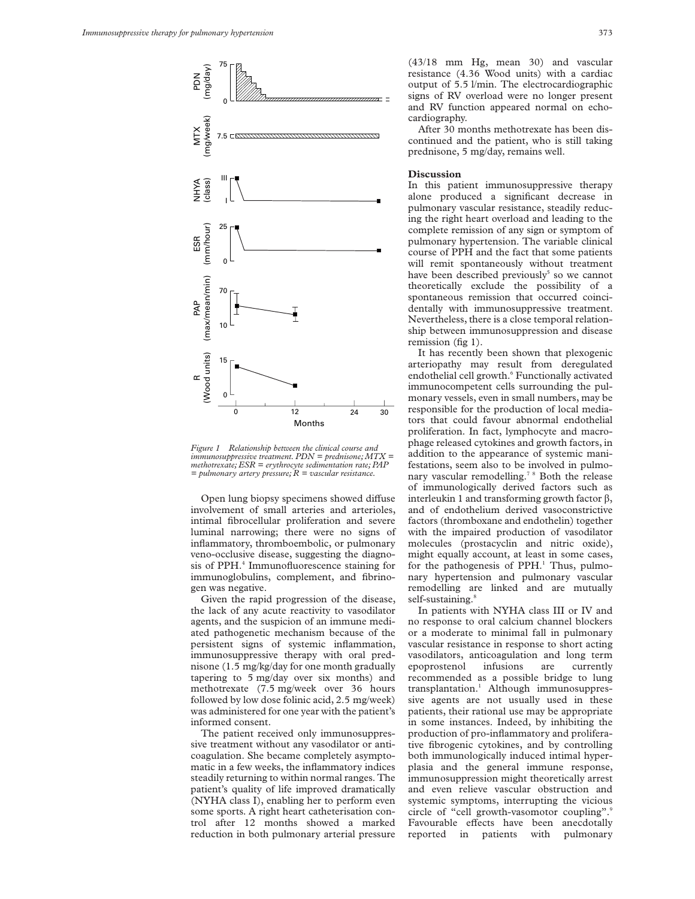PDN (mg/day)
75
0

MTX (mg/week)
7.5

NHYA (class)
III
I

ESR (mm/hour)
25
0

PAP (max/mean/min)
70
10

R (Wood units)
15
0

0 12 24 30
Months

*Figure 1 Relationship between the clinical course and immunosuppressive treatment. PDN = prednisone; MTX = methotrexate; ESR = erythrocyte sedimentation rate; PAP = pulmonary artery pressure; R = vascular resistance.*

Open lung biopsy specimens showed diffuse involvement of small arteries and arterioles, intimal fibrocellular proliferation and severe luminal narrowing; there were no signs of inflammatory, thromboembolic, or pulmonary veno-occlusive disease, suggesting the diagnosis of PPH.[4] Immunofluorescence staining for immunoglobulins, complement, and fibrinogen was negative.

Given the rapid progression of the disease, the lack of any acute reactivity to vasodilator agents, and the suspicion of an immune mediated pathogenetic mechanism because of the persistent signs of systemic inflammation, immunosuppressive therapy with oral prednisone (1.5 mg/kg/day for one month gradually tapering to 5 mg/day over six months) and methotrexate (7.5 mg/week over 36 hours followed by low dose folinic acid, 2.5 mg/week) was administered for one year with the patient's informed consent.

The patient received only immunosuppressive treatment without any vasodilator or anticoagulation. She became completely asymptomatic in a few weeks, the inflammatory indices steadily returning to within normal ranges. The patient's quality of life improved dramatically (NYHA class I), enabling her to perform even some sports. A right heart catheterisation control after 12 months showed a marked reduction in both pulmonary arterial pressure (43/18 mm Hg, mean 30) and vascular resistance (4.36 Wood units) with a cardiac output of 5.5 l/min. The electrocardiographic signs of RV overload were no longer present and RV function appeared normal on echocardiography.

After 30 months methotrexate has been discontinued and the patient, who is still taking prednisone, 5 mg/day, remains well.

## Discussion

In this patient immunosuppressive therapy alone produced a significant decrease in pulmonary vascular resistance, steadily reducing the right heart overload and leading to the complete remission of any sign or symptom of pulmonary hypertension. The variable clinical course of PPH and the fact that some patients will remit spontaneously without treatment have been described previously[5] so we cannot theoretically exclude the possibility of a spontaneous remission that occurred coincidentally with immunosuppressive treatment. Nevertheless, there is a close temporal relationship between immunosuppression and disease remission (fig 1).

It has recently been shown that plexogenic arteriopathy may result from deregulated endothelial cell growth.[6] Functionally activated immunocompetent cells surrounding the pulmonary vessels, even in small numbers, may be responsible for the production of local mediators that could favour abnormal endothelial proliferation. In fact, lymphocyte and macrophage released cytokines and growth factors, in addition to the appearance of systemic manifestations, seem also to be involved in pulmonary vascular remodelling.[7,8] Both the release of immunologically derived factors such as interleukin 1 and transforming growth factor β, and of endothelium derived vasoconstrictive factors (thromboxane and endothelin) together with the impaired production of vasodilator molecules (prostacyclin and nitric oxide), might equally account, at least in some cases, for the pathogenesis of PPH.[1] Thus, pulmonary hypertension and pulmonary vascular remodelling are linked and are mutually self-sustaining.[8]

In patients with NYHA class III or IV and no response to oral calcium channel blockers or a moderate to minimal fall in pulmonary vascular resistance in response to short acting vasodilators, anticoagulation and long term epoprostenol infusions are currently recommended as a possible bridge to lung transplantation.[1] Although immunosuppressive agents are not usually used in these patients, their rational use may be appropriate in some instances. Indeed, by inhibiting the production of pro-inflammatory and proliferative fibrogenic cytokines, and by controlling both immunologically induced intimal hyperplasia and the general immune response, immunosuppression might theoretically arrest and even relieve vascular obstruction and systemic symptoms, interrupting the vicious circle of "cell growth-vasomotor coupling".[9] Favourable effects have been anecdotally reported in patients with pulmonary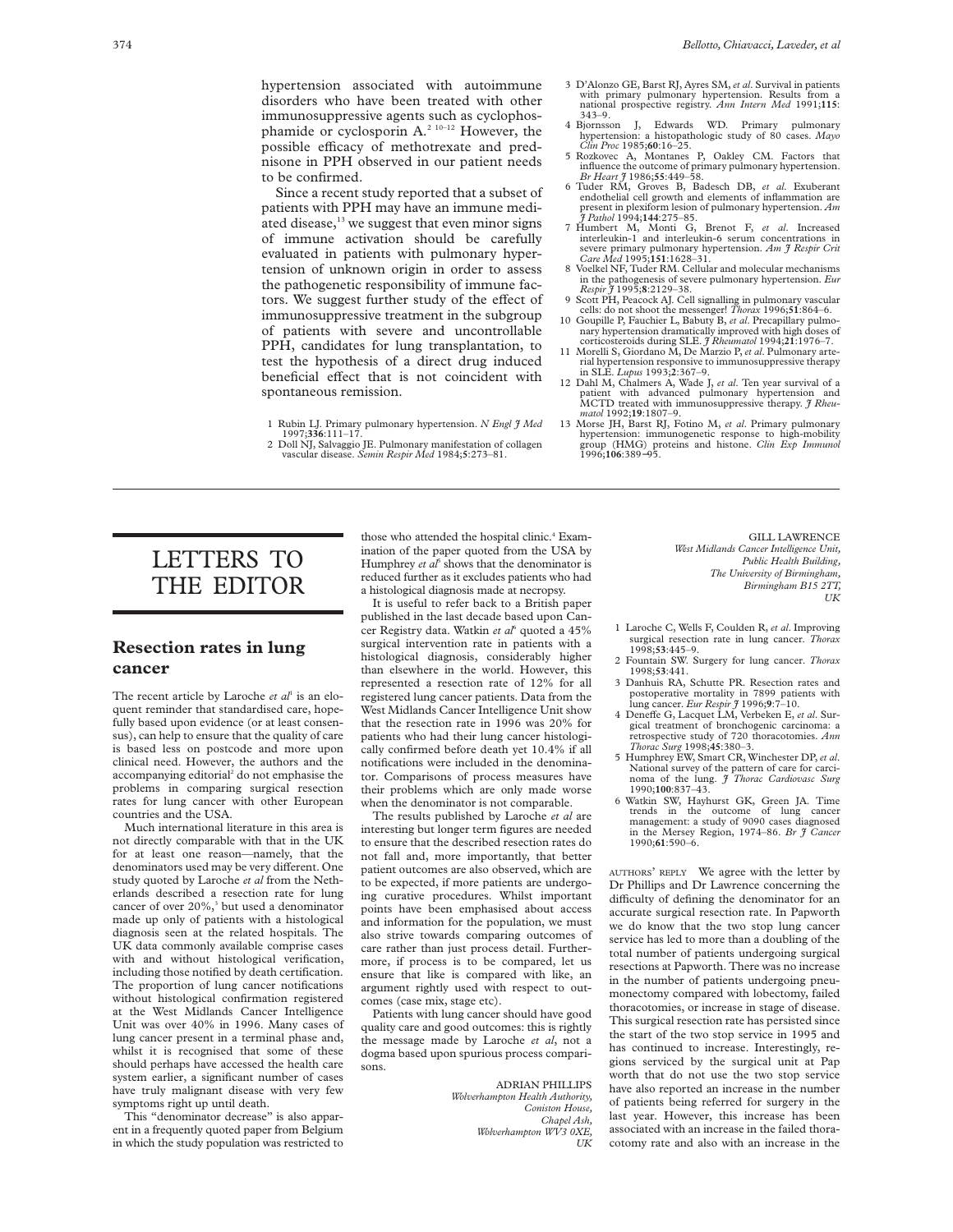hypertension associated with autoimmune disorders who have been treated with other immunosuppressive agents such as cyclophosphamide or cyclosporin A.[2 10–12] However, the possible efficacy of methotrexate and prednisone in PPH observed in our patient needs to be confirmed.

Since a recent study reported that a subset of patients with PPH may have an immune mediated disease,[13] we suggest that even minor signs of immune activation should be carefully evaluated in patients with pulmonary hypertension of unknown origin in order to assess the pathogenetic responsibility of immune factors. We suggest further study of the effect of immunosuppressive treatment in the subgroup of patients with severe and uncontrollable PPH, candidates for lung transplantation, to test the hypothesis of a direct drug induced beneficial effect that is not coincident with spontaneous remission.

1 Rubin LJ. Primary pulmonary hypertension. *N Engl J Med* 1997;**336**:111–17.
2 Doll NJ, Salvaggio JE. Pulmonary manifestation of collagen vascular disease. *Semin Respir Med* 1984;**5**:273–81.
3 D'Alonzo GE, Barst RJ, Ayres SM, *et al*. Survival in patients with primary pulmonary hypertension. Results from a national prospective registry. *Ann Intern Med* 1991;**115**:343–9.
4 Bjornsson J, Edwards WD. Primary pulmonary hypertension: a histopathologic study of 80 cases. *Mayo Clin Proc* 1985;**60**:16–25.
5 Rozkovec A, Montanes P, Oakley CM. Factors that influence the outcome of primary pulmonary hypertension. *Br Heart J* 1986;**55**:449–58.
6 Tuder RM, Groves B, Badesch DB, *et al*. Exuberant endothelial cell growth and elements of inflammation are present in plexiform lesion of pulmonary hypertension. *Am J Pathol* 1994;**144**:275–85.
7 Humbert M, Monti G, Brenot F, *et al*. Increased interleukin-1 and interleukin-6 serum concentrations in severe primary pulmonary hypertension. *Am J Respir Crit Care Med* 1995;**151**:1628–31.
8 Voelkel NF, Tuder RM. Cellular and molecular mechanisms in the pathogenesis of severe pulmonary hypertension. *Eur Respir J* 1995;**8**:2129–38.
9 Scott PH, Peacock AJ. Cell signalling in pulmonary vascular cells: do not shoot the messenger! *Thorax* 1996;**51**:864–6.
10 Goupille P, Fauchier L, Babuty B, *et al*. Precapillary pulmonary hypertension dramatically improved with high doses of corticosteroids during SLE. *J Rheumatol* 1994;**21**:1976–7.
11 Morelli S, Giordano M, De Marzio P, *et al*. Pulmonary arterial hypertension responsive to immunosuppressive therapy in SLE. *Lupus* 1993;**2**:367–9.
12 Dahl M, Chalmers A, Wade J, *et al*. Ten year survival of a patient with advanced pulmonary hypertension and MCTD treated with immunosuppressive therapy. *J Rheumatol* 1992;**19**:1807–9.
13 Morse JH, Barst RJ, Fotino M, *et al*. Primary pulmonary hypertension: immunogenetic response to high-mobility group (HMG) proteins and histone. *Clin Exp Immunol* 1996;**106**:389–95.

# LETTERS TO THE EDITOR

## Resection rates in lung cancer

The recent article by Laroche *et al*[1] is an eloquent reminder that standardised care, hopefully based upon evidence (or at least consensus), can help to ensure that the quality of care is based less on postcode and more upon clinical need. However, the authors and the accompanying editorial[2] do not emphasise the problems in comparing surgical resection rates for lung cancer with other European countries and the USA.

Much international literature in this area is not directly comparable with that in the UK for at least one reason—namely, that the denominators used may be very different. One study quoted by Laroche *et al* from the Netherlands described a resection rate for lung cancer of over 20%,[3] but used a denominator made up only of patients with a histological diagnosis seen at the related hospitals. The UK data commonly available comprise cases with and without histological verification, including those notified by death certification. The proportion of lung cancer notifications without histological confirmation registered at the West Midlands Cancer Intelligence Unit was over 40% in 1996. Many cases of lung cancer present in a terminal phase and, whilst it is recognised that some of these should perhaps have accessed the health care system earlier, a significant number of cases have truly malignant disease with very few symptoms right up until death.

This "denominator decrease" is also apparent in a frequently quoted paper from Belgium in which the study population was restricted to those who attended the hospital clinic.[4] Examination of the paper quoted from the USA by Humphrey *et al*[5] shows that the denominator is reduced further as it excludes patients who had a histological diagnosis made at necropsy.

It is useful to refer back to a British paper published in the last decade based upon Cancer Registry data. Watkin *et al*[6] quoted a 45% surgical intervention rate in patients with a histological diagnosis, considerably higher than elsewhere in the world. However, this represented a resection rate of 12% for all registered lung cancer patients. Data from the West Midlands Cancer Intelligence Unit show that the resection rate in 1996 was 20% for patients who had their lung cancer histologically confirmed before death yet 10.4% if all notifications were included in the denominator. Comparisons of process measures have their problems which are only made worse when the denominator is not comparable.

The results published by Laroche *et al* are interesting but longer term figures are needed to ensure that the described resection rates do not fall and, more importantly, that better patient outcomes are also observed, which are to be expected, if more patients are undergoing curative procedures. Whilst important points have been emphasised about access and information for the population, we must also strive towards comparing outcomes of care rather than just process detail. Furthermore, if process is to be compared, let us ensure that like is compared with like, an argument rightly used with respect to outcomes (case mix, stage etc).

Patients with lung cancer should have good quality care and good outcomes: this is rightly the message made by Laroche *et al*, not a dogma based upon spurious process comparisons.

ADRIAN PHILLIPS
*Wolverhampton Health Authority,*
*Coniston House,*
*Chapel Ash,*
*Wolverhampton WV3 0XE,*
*UK*

GILL LAWRENCE
*West Midlands Cancer Intelligence Unit,*
*Public Health Building,*
*The University of Birmingham,*
*Birmingham B15 2TT,*
*UK*

1 Laroche C, Wells F, Coulden R, *et al*. Improving surgical resection rate in lung cancer. *Thorax* 1998;**53**:445–9.
2 Fountain SW. Surgery for lung cancer. *Thorax* 1998;**53**:441.
3 Danhuis RA, Schutte PR. Resection rates and postoperative mortality in 7899 patients with lung cancer. *Eur Respir J* 1996;**9**:7–10.
4 Deneffe G, Lacquet LM, Verbeken E, *et al*. Surgical treatment of bronchogenic carcinoma: a retrospective study of 720 thoracotomies. *Ann Thorac Surg* 1998;**45**:380–3.
5 Humphrey EW, Smart CR, Winchester DP, *et al*. National survey of the pattern of care for carcinoma of the lung. *J Thorac Cardiovasc Surg* 1990;**100**:837–43.
6 Watkin SW, Hayhurst GK, Green JA. Time trends in the outcome of lung cancer management: a study of 9090 cases diagnosed in the Mersey Region, 1974–86. *Br J Cancer* 1990;**61**:590–6.

AUTHORS' REPLY We agree with the letter by Dr Phillips and Dr Lawrence concerning the difficulty of defining the denominator for an accurate surgical resection rate. In Papworth we do know that the two stop lung cancer service has led to more than a doubling of the total number of patients undergoing surgical resections at Papworth. There was no increase in the number of patients undergoing pneumonectomy compared with lobectomy, failed thoracotomies, or increase in stage of disease. This surgical resection rate has persisted since the start of the two stop service in 1995 and has continued to increase. Interestingly, regions serviced by the surgical unit at Papworth that do not use the two stop service have also reported an increase in the number of patients being referred for surgery in the last year. However, this increase has been associated with an increase in the failed thoracotomy rate and also with an increase in the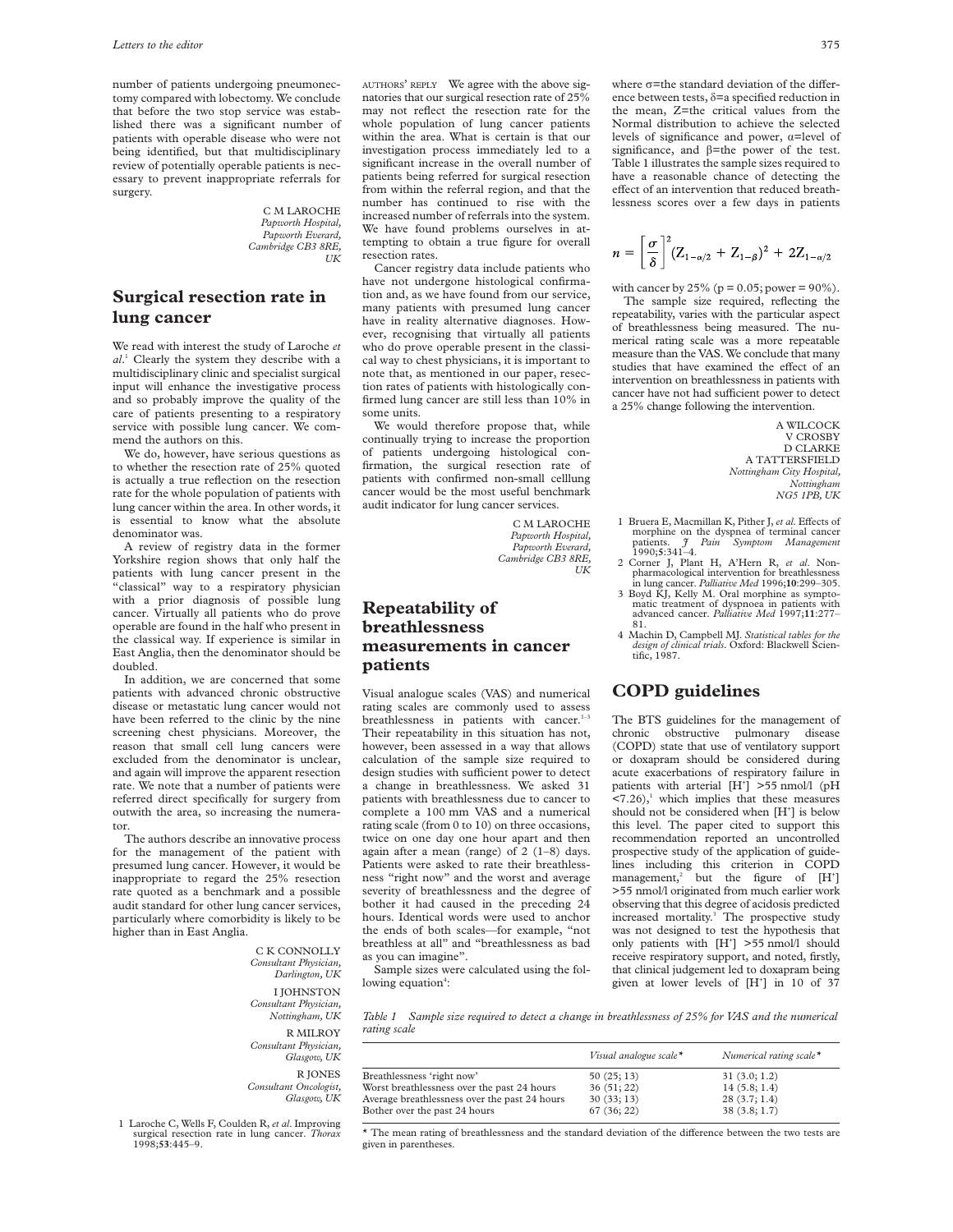number of patients undergoing pneumonectomy compared with lobectomy. We conclude that before the two stop service was established there was a significant number of patients with operable disease who were not being identified, but that multidisciplinary review of potentially operable patients is necessary to prevent inappropriate referrals for surgery.

C M LAROCHE
*Papworth Hospital, Papworth Everard, Cambridge CB3 8RE, UK*

## Surgical resection rate in lung cancer

We read with interest the study of Laroche *et al*.[1] Clearly the system they describe with a multidisciplinary clinic and specialist surgical input will enhance the investigative process and so probably improve the quality of the care of patients presenting to a respiratory service with possible lung cancer. We commend the authors on this.

We do, however, have serious questions as to whether the resection rate of 25% quoted is actually a true reflection on the resection rate for the whole population of patients with lung cancer within the area. In other words, it is essential to know what the absolute denominator was.

A review of registry data in the former Yorkshire region shows that only half the patients with lung cancer present in the "classical" way to a respiratory physician with a prior diagnosis of possible lung cancer. Virtually all patients who do prove operable are found in the half who present in the classical way. If experience is similar in East Anglia, then the denominator should be doubled.

In addition, we are concerned that some patients with advanced chronic obstructive disease or metastatic lung cancer would not have been referred to the clinic by the nine screening chest physicians. Moreover, the reason that small cell lung cancers were excluded from the denominator is unclear, and again will improve the apparent resection rate. We note that a number of patients were referred direct specifically for surgery from outwith the area, so increasing the numerator.

The authors describe an innovative process for the management of the patient with presumed lung cancer. However, it would be inappropriate to regard the 25% resection rate quoted as a benchmark and a possible audit standard for other lung cancer services, particularly where comorbidity is likely to be higher than in East Anglia.

C K CONNOLLY
*Consultant Physician, Darlington, UK*

I JOHNSTON
*Consultant Physician, Nottingham, UK*

R MILROY
*Consultant Physician, Glasgow, UK*

R JONES
*Consultant Oncologist, Glasgow, UK*

1 Laroche C, Wells F, Coulden R, *et al*. Improving surgical resection rate in lung cancer. *Thorax* 1998;**53**:445–9.

AUTHORS' REPLY We agree with the above signatories that our surgical resection rate of 25% may not reflect the resection rate for the whole population of lung cancer patients within the area. What is certain is that our investigation process immediately led to a significant increase in the overall number of patients being referred for surgical resection from within the referral region, and that the number has continued to rise with the increased number of referrals into the system. We have found problems ourselves in attempting to obtain a true figure for overall resection rates.

Cancer registry data include patients who have not undergone histological confirmation and, as we have found from our service, many patients with presumed lung cancer have in reality alternative diagnoses. However, recognising that virtually all patients who do prove operable present in the classical way to chest physicians, it is important to note that, as mentioned in our paper, resection rates of patients with histologically confirmed lung cancer are still less than 10% in some units.

We would therefore propose that, while continually trying to increase the proportion of patients undergoing histological confirmation, the surgical resection rate of patients with confirmed non-small celllung cancer would be the most useful benchmark audit indicator for lung cancer services.

C M LAROCHE
*Papworth Hospital, Papworth Everard, Cambridge CB3 8RE, UK*

## Repeatability of breathlessness measurements in cancer patients

Visual analogue scales (VAS) and numerical rating scales are commonly used to assess breathlessness in patients with cancer.[1–3] Their repeatability in this situation has not, however, been assessed in a way that allows calculation of the sample size required to design studies with sufficient power to detect a change in breathlessness. We asked 31 patients with breathlessness due to cancer to complete a 100 mm VAS and a numerical rating scale (from 0 to 10) on three occasions, twice on one day one hour apart and then again after a mean (range) of 2 (1–8) days. Patients were asked to rate their breathlessness "right now" and the worst and average severity of breathlessness and the degree of bother it had caused in the preceding 24 hours. Identical words were used to anchor the ends of both scales—for example, "not breathless at all" and "breathlessness as bad as you can imagine".

Sample sizes were calculated using the following equation[4]:

$$n = \left[\frac{\sigma}{\delta}\right]^2 (Z_{1-\alpha/2} + Z_{1-\beta})^2 + 2Z_{1-\alpha/2}$$

where σ=the standard deviation of the difference between tests, δ=a specified reduction in the mean, Z=the critical values from the Normal distribution to achieve the selected levels of significance and power, α=level of significance, and β=the power of the test. Table 1 illustrates the sample sizes required to have a reasonable chance of detecting the effect of an intervention that reduced breathlessness scores over a few days in patients with cancer by 25% ($p = 0.05$; power = 90%).

The sample size required, reflecting the repeatability, varies with the particular aspect of breathlessness being measured. The numerical rating scale was a more repeatable measure than the VAS. We conclude that many studies that have examined the effect of an intervention on breathlessness in patients with cancer have not had sufficient power to detect a 25% change following the intervention.

A WILCOCK
V CROSBY
D CLARKE
A TATTERSFIELD
*Nottingham City Hospital, Nottingham NG5 1PB, UK*

1 Bruera E, Macmillan K, Pither J, *et al*. Effects of morphine on the dyspnea of terminal cancer patients. *J Pain Symptom Management* 1990;**5**:341–4.
2 Corner J, Plant H, A'Hern R, *et al*. Non-pharmacological intervention for breathlessness in lung cancer. *Palliative Med* 1996;**10**:299–305.
3 Boyd KJ, Kelly M. Oral morphine as symptomatic treatment of dyspnoea in patients with advanced cancer. *Palliative Med* 1997;**11**:277–81.
4 Machin D, Campbell MJ. *Statistical tables for the design of clinical trials*. Oxford: Blackwell Scientific, 1987.

*Table 1 Sample size required to detect a change in breathlessness of 25% for VAS and the numerical rating scale*

| | *Visual analogue scale\** | *Numerical rating scale\** |
|---|---|---|
| Breathlessness 'right now' | 50 (25; 13) | 31 (3.0; 1.2) |
| Worst breathlessness over the past 24 hours | 36 (51; 22) | 14 (5.8; 1.4) |
| Average breathlessness over the past 24 hours | 30 (33; 13) | 28 (3.7; 1.4) |
| Bother over the past 24 hours | 67 (36; 22) | 38 (3.8; 1.7) |

\* The mean rating of breathlessness and the standard deviation of the difference between the two tests are given in parentheses.

## COPD guidelines

The BTS guidelines for the management of chronic obstructive pulmonary disease (COPD) state that use of ventilatory support or doxapram should be considered during acute exacerbations of respiratory failure in patients with arterial $[H^+]$ >55 nmol/l (pH <7.26),[1] which implies that these measures should not be considered when $[H^+]$ is below this level. The paper cited to support this recommendation reported an uncontrolled prospective study of the application of guidelines including this criterion in COPD management,[2] but the figure of $[H^+]$ >55 nmol/l originated from much earlier work observing that this degree of acidosis predicted increased mortality.[3] The prospective study was not designed to test the hypothesis that only patients with $[H^+]$ >55 nmol/l should receive respiratory support, and noted, firstly, that clinical judgement led to doxapram being given at lower levels of $[H^+]$ in 10 of 37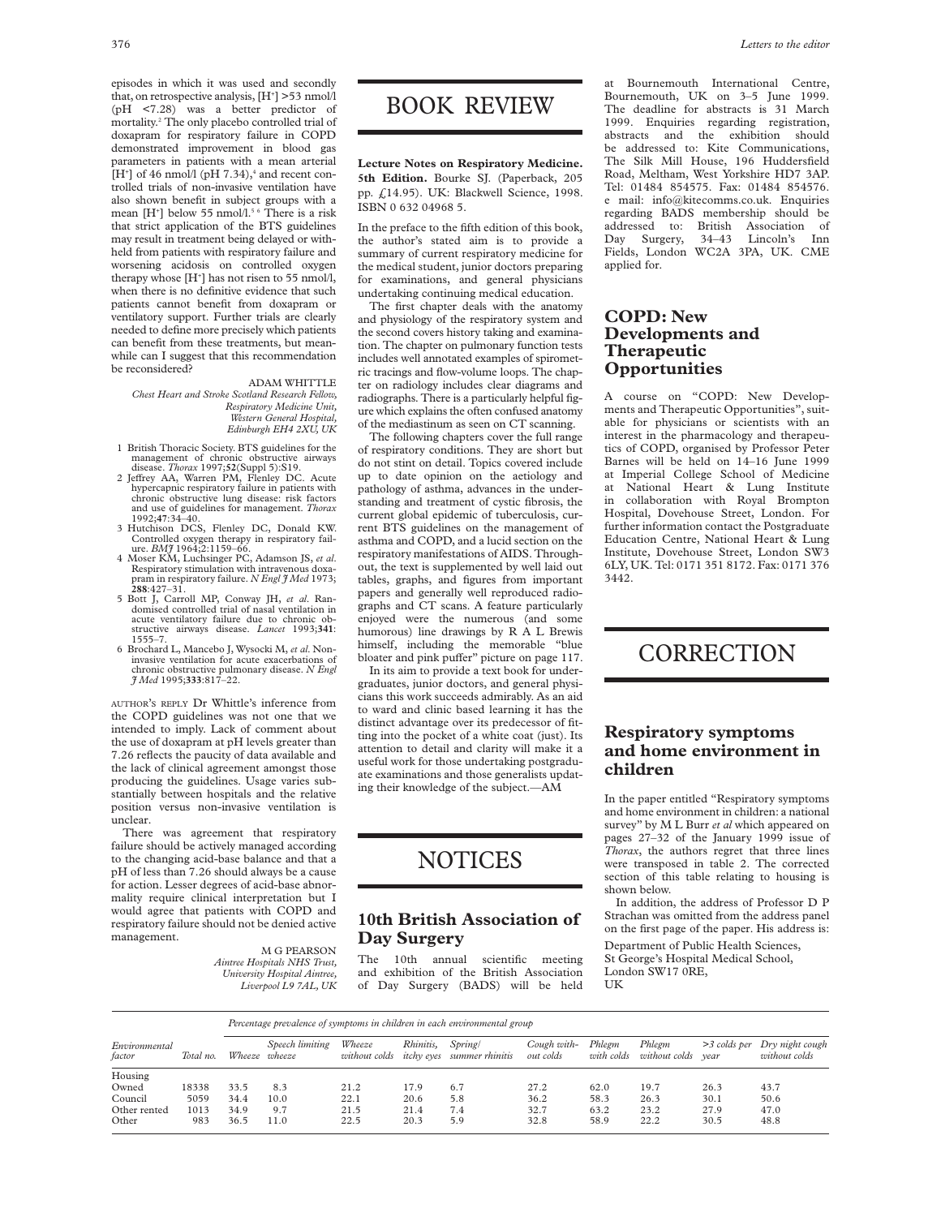episodes in which it was used and secondly that, on retrospective analysis, [H+] >53 nmol/l (pH <7.28) was a better predictor of mortality.[2] The only placebo controlled trial of doxapram for respiratory failure in COPD demonstrated improvement in blood gas parameters in patients with a mean arterial [H+] of 46 nmol/l (pH 7.34),[4] and recent controlled trials of non-invasive ventilation have also shown benefit in subject groups with a mean [H+] below 55 nmol/l.[5 6] There is a risk that strict application of the BTS guidelines may result in treatment being delayed or withheld from patients with respiratory failure and worsening acidosis on controlled oxygen therapy whose [H+] has not risen to 55 nmol/l, when there is no definitive evidence that such patients cannot benefit from doxapram or ventilatory support. Further trials are clearly needed to define more precisely which patients can benefit from these treatments, but meanwhile can I suggest that this recommendation be reconsidered?

ADAM WHITTLE
*Chest Heart and Stroke Scotland Research Fellow, Respiratory Medicine Unit, Western General Hospital, Edinburgh EH4 2XU, UK*

1. British Thoracic Society. BTS guidelines for the management of chronic obstructive airways disease. *Thorax* 1997;**52**(Suppl 5):S19.
2. Jeffrey AA, Warren PM, Flenley DC. Acute hypercapnic respiratory failure in patients with chronic obstructive lung disease: risk factors and use of guidelines for management. *Thorax* 1992;**47**:34–40.
3. Hutchison DCS, Flenley DC, Donald KW. Controlled oxygen therapy in respiratory failure. *BMJ* 1964;2:1159–66.
4. Moser KM, Luchsinger PC, Adamson JS, *et al*. Respiratory stimulation with intravenous doxapram in respiratory failure. *N Engl J Med* 1973;**288**:427–31.
5. Bott J, Carroll MP, Conway JH, *et al*. Randomised controlled trial of nasal ventilation in acute ventilatory failure due to chronic obstructive airways disease. *Lancet* 1993;**341**:1555–7.
6. Brochard L, Mancebo J, Wysocki M, *et al*. Noninvasive ventilation for acute exacerbations of chronic obstructive pulmonary disease. *N Engl J Med* 1995;**333**:817–22.

AUTHOR'S REPLY Dr Whittle's inference from the COPD guidelines was not one that we intended to imply. Lack of comment about the use of doxapram at pH levels greater than 7.26 reflects the paucity of data available and the lack of clinical agreement amongst those producing the guidelines. Usage varies substantially between hospitals and the relative position versus non-invasive ventilation is unclear.

There was agreement that respiratory failure should be actively managed according to the changing acid-base balance and that a pH of less than 7.26 should always be a cause for action. Lesser degrees of acid-base abnormality require clinical interpretation but I would agree that patients with COPD and respiratory failure should not be denied active management.

M G PEARSON
*Aintree Hospitals NHS Trust, University Hospital Aintree, Liverpool L9 7AL, UK*

# BOOK REVIEW

**Lecture Notes on Respiratory Medicine. 5th Edition.** Bourke SJ. (Paperback, 205 pp. £14.95). UK: Blackwell Science, 1998. ISBN 0 632 04968 5.

In the preface to the fifth edition of this book, the author's stated aim is to provide a summary of current respiratory medicine for the medical student, junior doctors preparing for examinations, and general physicians undertaking continuing medical education.

The first chapter deals with the anatomy and physiology of the respiratory system and the second covers history taking and examination. The chapter on pulmonary function tests includes well annotated examples of spirometric tracings and flow-volume loops. The chapter on radiology includes clear diagrams and radiographs. There is a particularly helpful figure which explains the often confused anatomy of the mediastinum as seen on CT scanning.

The following chapters cover the full range of respiratory conditions. They are short but do not stint on detail. Topics covered include up to date opinion on the aetiology and pathology of asthma, advances in the understanding and treatment of cystic fibrosis, the current global epidemic of tuberculosis, current BTS guidelines on the management of asthma and COPD, and a lucid section on the respiratory manifestations of AIDS. Throughout, the text is supplemented by well laid out tables, graphs, and figures from important papers and generally well reproduced radiographs and CT scans. A feature particularly enjoyed were the numerous (and some humorous) line drawings by R A L Brewis himself, including the memorable "blue bloater and pink puffer" picture on page 117.

In its aim to provide a text book for undergraduates, junior doctors, and general physicians this work succeeds admirably. As an aid to ward and clinic based learning it has the distinct advantage over its predecessor of fitting into the pocket of a white coat (just). Its attention to detail and clarity will make it a useful work for those undertaking postgraduate examinations and those generalists updating their knowledge of the subject.—AM

# NOTICES

## 10th British Association of Day Surgery

The 10th annual scientific meeting and exhibition of the British Association of Day Surgery (BADS) will be held at Bournemouth International Centre, Bournemouth, UK on 3–5 June 1999. The deadline for abstracts is 31 March 1999. Enquiries regarding registration, abstracts and the exhibition should be addressed to: Kite Communications, The Silk Mill House, 196 Huddersfield Road, Meltham, West Yorkshire HD7 3AP. Tel: 01484 854575. Fax: 01484 854576. e mail: info@kitecomms.co.uk. Enquiries regarding BADS membership should be addressed to: British Association of Day Surgery, 34–43 Lincoln's Inn Fields, London WC2A 3PA, UK. CME applied for.

## COPD: New Developments and Therapeutic Opportunities

A course on "COPD: New Developments and Therapeutic Opportunities", suitable for physicians or scientists with an interest in the pharmacology and therapeutics of COPD, organised by Professor Peter Barnes will be held on 14–16 June 1999 at Imperial College School of Medicine at National Heart & Lung Institute in collaboration with Royal Brompton Hospital, Dovehouse Street, London. For further information contact the Postgraduate Education Centre, National Heart & Lung Institute, Dovehouse Street, London SW3 6LY, UK. Tel: 0171 351 8172. Fax: 0171 376 3442.

# CORRECTION

## Respiratory symptoms and home environment in children

In the paper entitled "Respiratory symptoms and home environment in children: a national survey" by M L Burr *et al* which appeared on pages 27–32 of the January 1999 issue of *Thorax*, the authors regret that three lines were transposed in table 2. The corrected section of this table relating to housing is shown below.

In addition, the address of Professor D P Strachan was omitted from the address panel on the first page of the paper. His address is:

Department of Public Health Sciences,
St George's Hospital Medical School,
London SW17 0RE,
UK

| | | *Percentage prevalence of symptoms in children in each environmental group* | | | | | | | | | |
|---|---|---|---|---|---|---|---|---|---|---|---|
| *Environmental factor* | *Total no.* | *Wheeze* | *Speech limiting wheeze* | *Wheeze without colds* | *Rhinitis, itchy eyes* | *Spring/ summer rhinitis* | *Cough with-out colds* | *Phlegm with colds* | *Phlegm without colds* | *>3 colds per year* | *Dry night cough without colds* |
| Housing | | | | | | | | | | | |
| Owned | 18338 | 33.5 | 8.3 | 21.2 | 17.9 | 6.7 | 27.2 | 62.0 | 19.7 | 26.3 | 43.7 |
| Council | 5059 | 34.4 | 10.0 | 22.1 | 20.6 | 5.8 | 36.2 | 58.3 | 26.3 | 30.1 | 50.6 |
| Other rented | 1013 | 34.9 | 9.7 | 21.5 | 21.4 | 7.4 | 32.7 | 63.2 | 23.2 | 27.9 | 47.0 |
| Other | 983 | 36.5 | 11.0 | 22.5 | 20.3 | 5.9 | 32.8 | 58.9 | 22.2 | 30.5 | 48.8 |